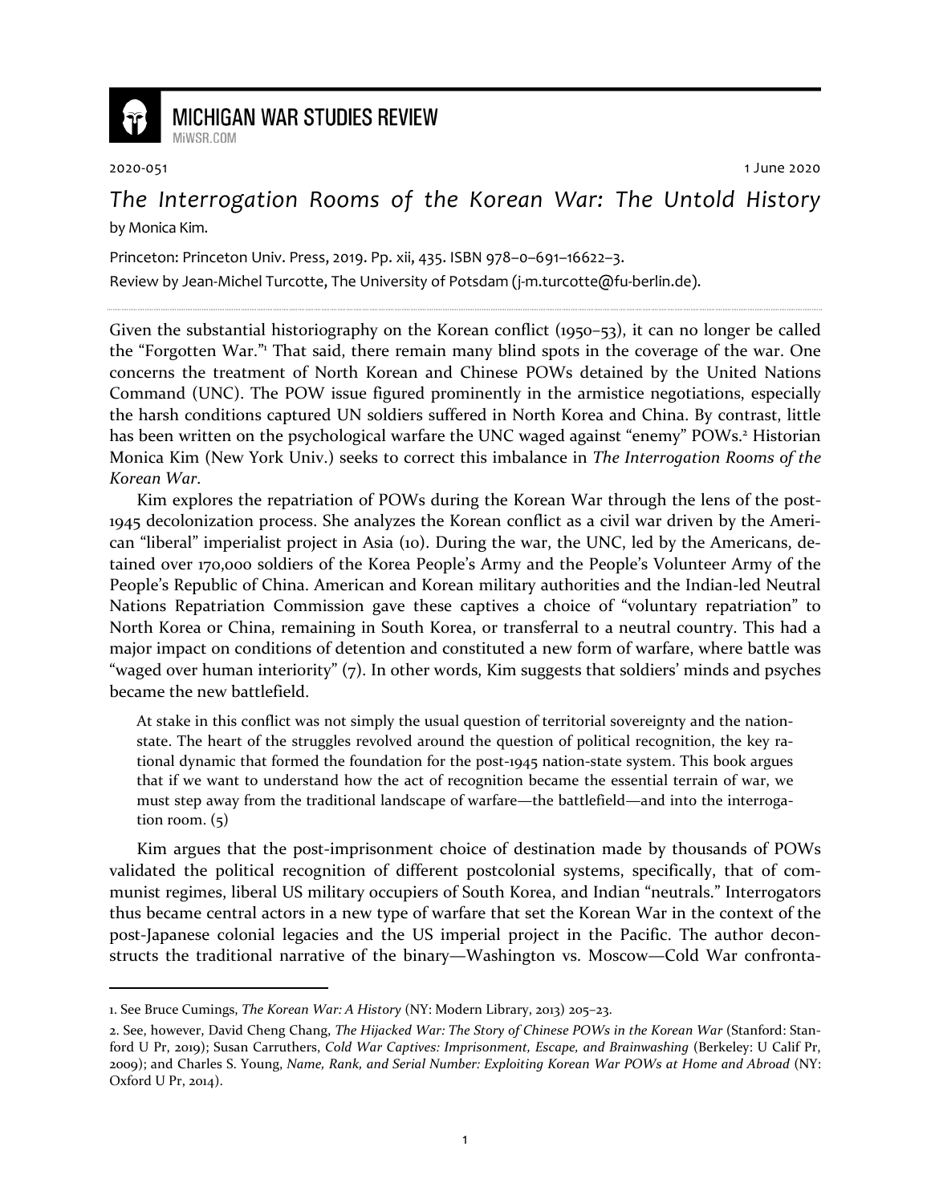# MICHIGAN WAR STUDIES REVIEW

MiWSR.COM

2020-051 1 June 2020

## *The Interrogation Rooms of the Korean War: The Untold History*

by Monica Kim.

Princeton: Princeton Univ. Press, 2019. Pp. xii, 435. ISBN 978–0–691–16622–3.

Review by Jean-Michel Turcotte, The University of Potsdam (j-m.turcotte@fu-berlin.de).

---

Given the substantial historiography on the Korean conflict (1950–53), it can no longer be called the "Forgotten War."[1] That said, there remain many blind spots in the coverage of the war. One concerns the treatment of North Korean and Chinese POWs detained by the United Nations Command (UNC). The POW issue figured prominently in the armistice negotiations, especially the harsh conditions captured UN soldiers suffered in North Korea and China. By contrast, little has been written on the psychological warfare the UNC waged against "enemy" POWs.[2] Historian Monica Kim (New York Univ.) seeks to correct this imbalance in *The Interrogation Rooms of the Korean War*.

Kim explores the repatriation of POWs during the Korean War through the lens of the post-1945 decolonization process. She analyzes the Korean conflict as a civil war driven by the American "liberal" imperialist project in Asia (10). During the war, the UNC, led by the Americans, detained over 170,000 soldiers of the Korea People's Army and the People's Volunteer Army of the People's Republic of China. American and Korean military authorities and the Indian-led Neutral Nations Repatriation Commission gave these captives a choice of "voluntary repatriation" to North Korea or China, remaining in South Korea, or transferral to a neutral country. This had a major impact on conditions of detention and constituted a new form of warfare, where battle was "waged over human interiority" (7). In other words, Kim suggests that soldiers' minds and psyches became the new battlefield.

> At stake in this conflict was not simply the usual question of territorial sovereignty and the nation-state. The heart of the struggles revolved around the question of political recognition, the key rational dynamic that formed the foundation for the post-1945 nation-state system. This book argues that if we want to understand how the act of recognition became the essential terrain of war, we must step away from the traditional landscape of warfare—the battlefield—and into the interrogation room. (5)

Kim argues that the post-imprisonment choice of destination made by thousands of POWs validated the political recognition of different postcolonial systems, specifically, that of communist regimes, liberal US military occupiers of South Korea, and Indian "neutrals." Interrogators thus became central actors in a new type of warfare that set the Korean War in the context of the post-Japanese colonial legacies and the US imperial project in the Pacific. The author deconstructs the traditional narrative of the binary—Washington vs. Moscow—Cold War confronta-

---

1. See Bruce Cumings, *The Korean War: A History* (NY: Modern Library, 2013) 205–23.

2. See, however, David Cheng Chang, *The Hijacked War: The Story of Chinese POWs in the Korean War* (Stanford: Stanford U Pr, 2019); Susan Carruthers, *Cold War Captives: Imprisonment, Escape, and Brainwashing* (Berkeley: U Calif Pr, 2009); and Charles S. Young, *Name, Rank, and Serial Number: Exploiting Korean War POWs at Home and Abroad* (NY: Oxford U Pr, 2014).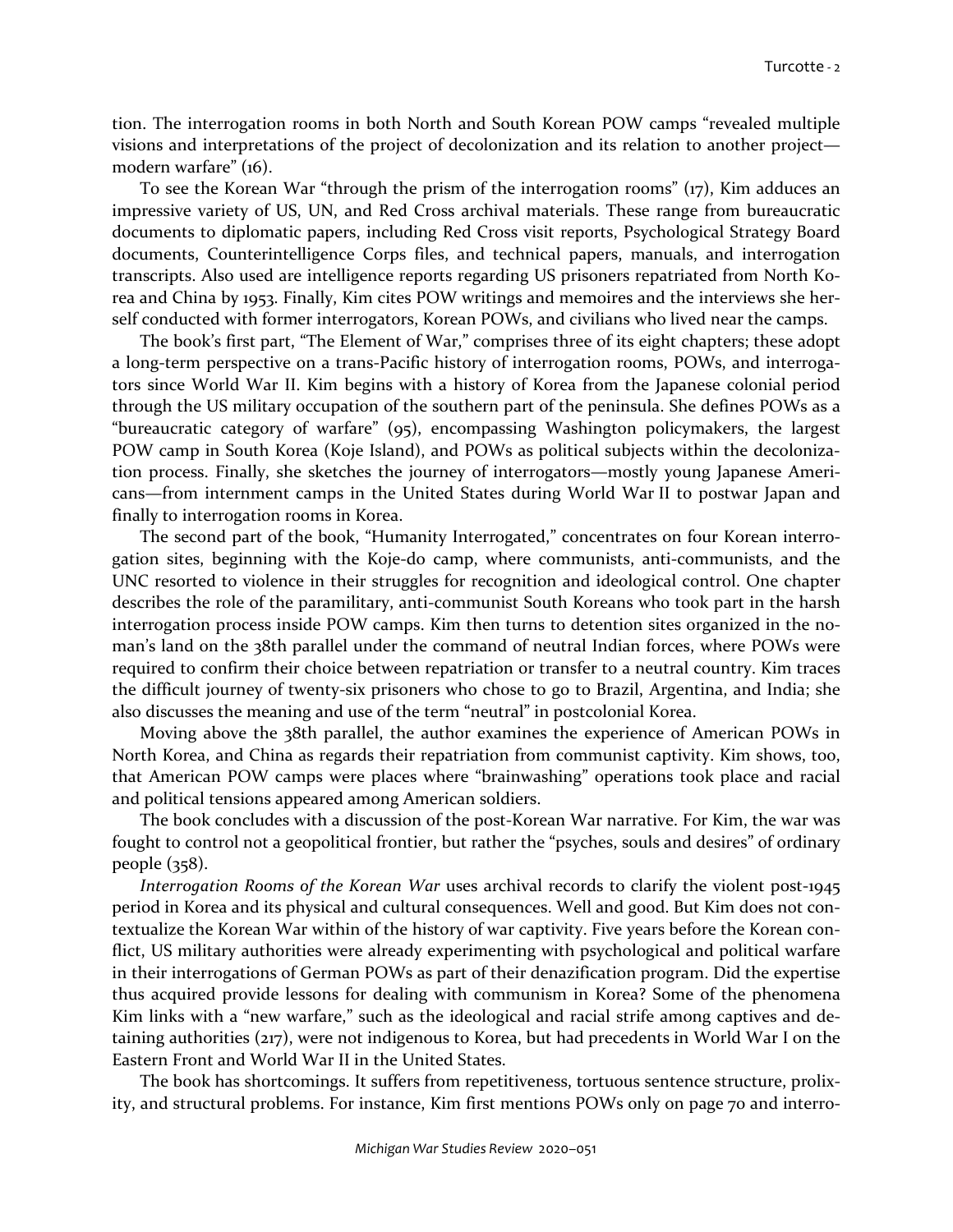tion. The interrogation rooms in both North and South Korean POW camps "revealed multiple visions and interpretations of the project of decolonization and its relation to another project—modern warfare" (16).

To see the Korean War "through the prism of the interrogation rooms" (17), Kim adduces an impressive variety of US, UN, and Red Cross archival materials. These range from bureaucratic documents to diplomatic papers, including Red Cross visit reports, Psychological Strategy Board documents, Counterintelligence Corps files, and technical papers, manuals, and interrogation transcripts. Also used are intelligence reports regarding US prisoners repatriated from North Korea and China by 1953. Finally, Kim cites POW writings and memoires and the interviews she herself conducted with former interrogators, Korean POWs, and civilians who lived near the camps.

The book's first part, "The Element of War," comprises three of its eight chapters; these adopt a long-term perspective on a trans-Pacific history of interrogation rooms, POWs, and interrogators since World War II. Kim begins with a history of Korea from the Japanese colonial period through the US military occupation of the southern part of the peninsula. She defines POWs as a "bureaucratic category of warfare" (95), encompassing Washington policymakers, the largest POW camp in South Korea (Koje Island), and POWs as political subjects within the decolonization process. Finally, she sketches the journey of interrogators—mostly young Japanese Americans—from internment camps in the United States during World War II to postwar Japan and finally to interrogation rooms in Korea.

The second part of the book, "Humanity Interrogated," concentrates on four Korean interrogation sites, beginning with the Koje-do camp, where communists, anti-communists, and the UNC resorted to violence in their struggles for recognition and ideological control. One chapter describes the role of the paramilitary, anti-communist South Koreans who took part in the harsh interrogation process inside POW camps. Kim then turns to detention sites organized in the no-man's land on the 38th parallel under the command of neutral Indian forces, where POWs were required to confirm their choice between repatriation or transfer to a neutral country. Kim traces the difficult journey of twenty-six prisoners who chose to go to Brazil, Argentina, and India; she also discusses the meaning and use of the term "neutral" in postcolonial Korea.

Moving above the 38th parallel, the author examines the experience of American POWs in North Korea, and China as regards their repatriation from communist captivity. Kim shows, too, that American POW camps were places where "brainwashing" operations took place and racial and political tensions appeared among American soldiers.

The book concludes with a discussion of the post-Korean War narrative. For Kim, the war was fought to control not a geopolitical frontier, but rather the "psyches, souls and desires" of ordinary people (358).

*Interrogation Rooms of the Korean War* uses archival records to clarify the violent post-1945 period in Korea and its physical and cultural consequences. Well and good. But Kim does not contextualize the Korean War within of the history of war captivity. Five years before the Korean conflict, US military authorities were already experimenting with psychological and political warfare in their interrogations of German POWs as part of their denazification program. Did the expertise thus acquired provide lessons for dealing with communism in Korea? Some of the phenomena Kim links with a "new warfare," such as the ideological and racial strife among captives and detaining authorities (217), were not indigenous to Korea, but had precedents in World War I on the Eastern Front and World War II in the United States.

The book has shortcomings. It suffers from repetitiveness, tortuous sentence structure, prolixity, and structural problems. For instance, Kim first mentions POWs only on page 70 and interro-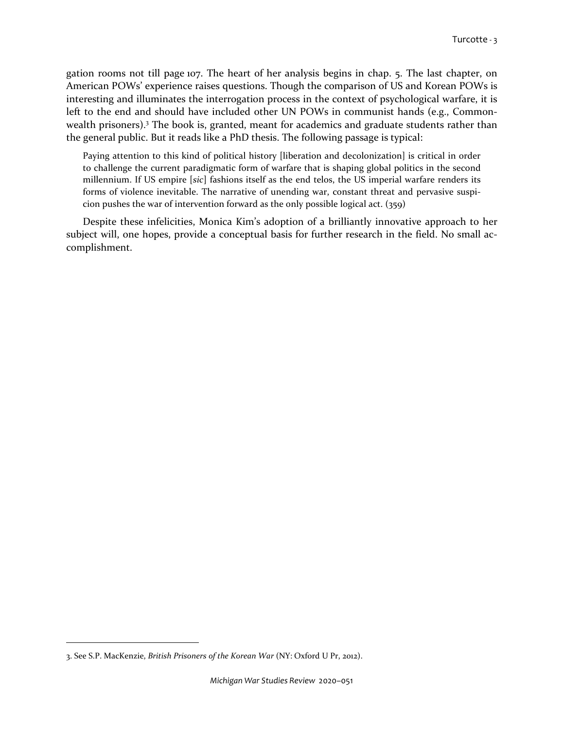gation rooms not till page 107. The heart of her analysis begins in chap. 5. The last chapter, on American POWs' experience raises questions. Though the comparison of US and Korean POWs is interesting and illuminates the interrogation process in the context of psychological warfare, it is left to the end and should have included other UN POWs in communist hands (e.g., Commonwealth prisoners).[3] The book is, granted, meant for academics and graduate students rather than the general public. But it reads like a PhD thesis. The following passage is typical:

> Paying attention to this kind of political history [liberation and decolonization] is critical in order to challenge the current paradigmatic form of warfare that is shaping global politics in the second millennium. If US empire [*sic*] fashions itself as the end telos, the US imperial warfare renders its forms of violence inevitable. The narrative of unending war, constant threat and pervasive suspicion pushes the war of intervention forward as the only possible logical act. (359)

Despite these infelicities, Monica Kim's adoption of a brilliantly innovative approach to her subject will, one hopes, provide a conceptual basis for further research in the field. No small accomplishment.

---

3. See S.P. MacKenzie, *British Prisoners of the Korean War* (NY: Oxford U Pr, 2012).